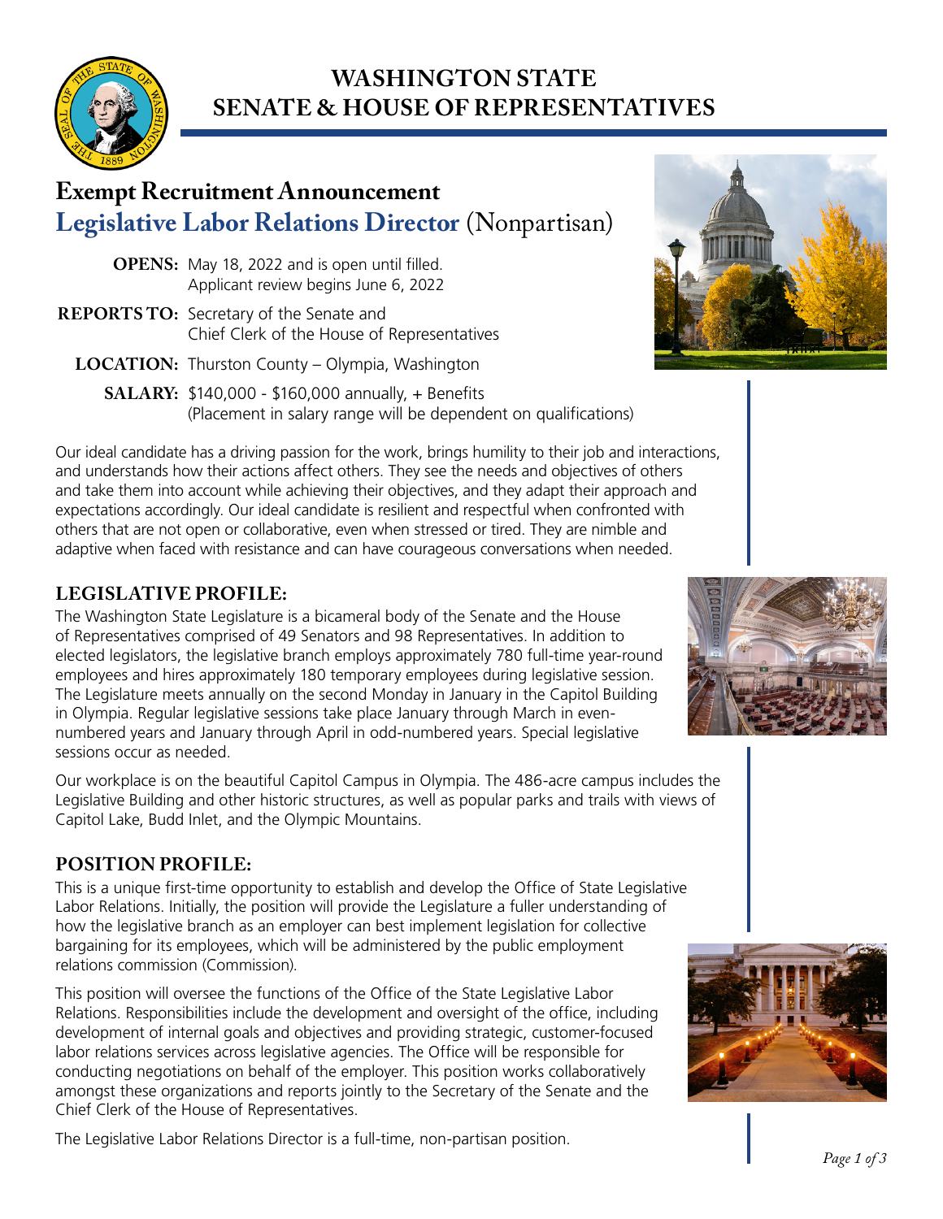# WASHINGTON STATE SENATE & HOUSE OF REPRESENTATIVES

## Exempt Recruitment Announcement
## Legislative Labor Relations Director (Nonpartisan)

**OPENS:** May 18, 2022 and is open until filled. Applicant review begins June 6, 2022

**REPORTS TO:** Secretary of the Senate and Chief Clerk of the House of Representatives

**LOCATION:** Thurston County – Olympia, Washington

**SALARY:** $140,000 - $160,000 annually, + Benefits (Placement in salary range will be dependent on qualifications)

Our ideal candidate has a driving passion for the work, brings humility to their job and interactions, and understands how their actions affect others. They see the needs and objectives of others and take them into account while achieving their objectives, and they adapt their approach and expectations accordingly. Our ideal candidate is resilient and respectful when confronted with others that are not open or collaborative, even when stressed or tired. They are nimble and adaptive when faced with resistance and can have courageous conversations when needed.

### LEGISLATIVE PROFILE:

The Washington State Legislature is a bicameral body of the Senate and the House of Representatives comprised of 49 Senators and 98 Representatives. In addition to elected legislators, the legislative branch employs approximately 780 full-time year-round employees and hires approximately 180 temporary employees during legislative session. The Legislature meets annually on the second Monday in January in the Capitol Building in Olympia. Regular legislative sessions take place January through March in even-numbered years and January through April in odd-numbered years. Special legislative sessions occur as needed.

Our workplace is on the beautiful Capitol Campus in Olympia. The 486-acre campus includes the Legislative Building and other historic structures, as well as popular parks and trails with views of Capitol Lake, Budd Inlet, and the Olympic Mountains.

### POSITION PROFILE:

This is a unique first-time opportunity to establish and develop the Office of State Legislative Labor Relations. Initially, the position will provide the Legislature a fuller understanding of how the legislative branch as an employer can best implement legislation for collective bargaining for its employees, which will be administered by the public employment relations commission (Commission).

This position will oversee the functions of the Office of the State Legislative Labor Relations. Responsibilities include the development and oversight of the office, including development of internal goals and objectives and providing strategic, customer-focused labor relations services across legislative agencies. The Office will be responsible for conducting negotiations on behalf of the employer. This position works collaboratively amongst these organizations and reports jointly to the Secretary of the Senate and the Chief Clerk of the House of Representatives.

The Legislative Labor Relations Director is a full-time, non-partisan position.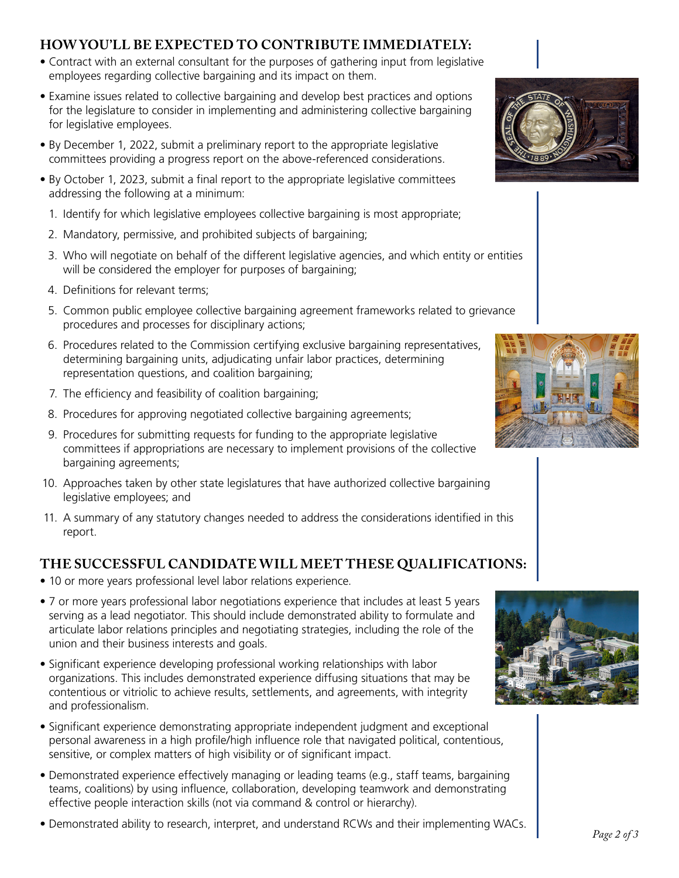## HOW YOU'LL BE EXPECTED TO CONTRIBUTE IMMEDIATELY:

- Contract with an external consultant for the purposes of gathering input from legislative employees regarding collective bargaining and its impact on them.
- Examine issues related to collective bargaining and develop best practices and options for the legislature to consider in implementing and administering collective bargaining for legislative employees.
- By December 1, 2022, submit a preliminary report to the appropriate legislative committees providing a progress report on the above-referenced considerations.
- By October 1, 2023, submit a final report to the appropriate legislative committees addressing the following at a minimum:
  1. Identify for which legislative employees collective bargaining is most appropriate;
  2. Mandatory, permissive, and prohibited subjects of bargaining;
  3. Who will negotiate on behalf of the different legislative agencies, and which entity or entities will be considered the employer for purposes of bargaining;
  4. Definitions for relevant terms;
  5. Common public employee collective bargaining agreement frameworks related to grievance procedures and processes for disciplinary actions;
  6. Procedures related to the Commission certifying exclusive bargaining representatives, determining bargaining units, adjudicating unfair labor practices, determining representation questions, and coalition bargaining;
  7. The efficiency and feasibility of coalition bargaining;
  8. Procedures for approving negotiated collective bargaining agreements;
  9. Procedures for submitting requests for funding to the appropriate legislative committees if appropriations are necessary to implement provisions of the collective bargaining agreements;
  10. Approaches taken by other state legislatures that have authorized collective bargaining legislative employees; and
  11. A summary of any statutory changes needed to address the considerations identified in this report.

## THE SUCCESSFUL CANDIDATE WILL MEET THESE QUALIFICATIONS:

- 10 or more years professional level labor relations experience.
- 7 or more years professional labor negotiations experience that includes at least 5 years serving as a lead negotiator. This should include demonstrated ability to formulate and articulate labor relations principles and negotiating strategies, including the role of the union and their business interests and goals.
- Significant experience developing professional working relationships with labor organizations. This includes demonstrated experience diffusing situations that may be contentious or vitriolic to achieve results, settlements, and agreements, with integrity and professionalism.
- Significant experience demonstrating appropriate independent judgment and exceptional personal awareness in a high profile/high influence role that navigated political, contentious, sensitive, or complex matters of high visibility or of significant impact.
- Demonstrated experience effectively managing or leading teams (e.g., staff teams, bargaining teams, coalitions) by using influence, collaboration, developing teamwork and demonstrating effective people interaction skills (not via command & control or hierarchy).
- Demonstrated ability to research, interpret, and understand RCWs and their implementing WACs.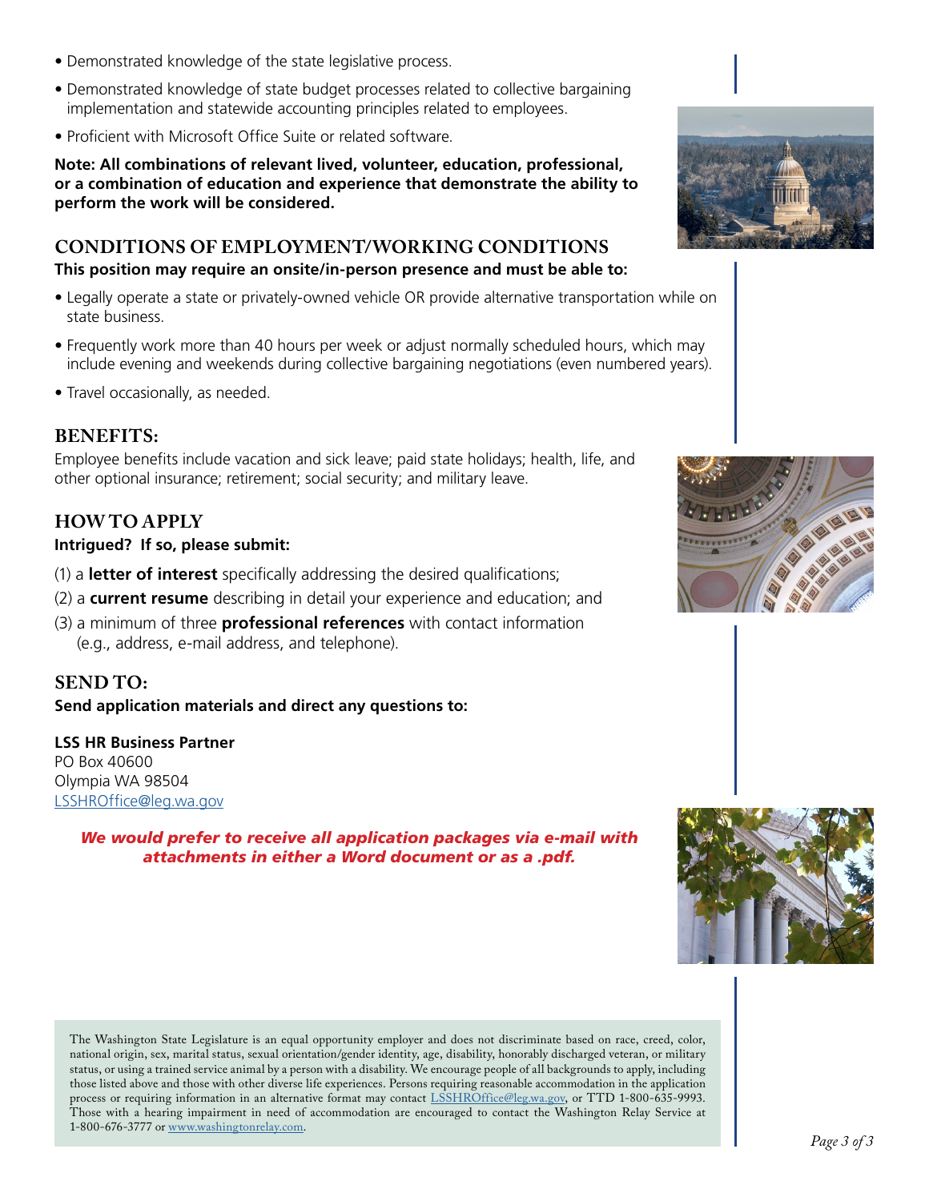- Demonstrated knowledge of the state legislative process.
- Demonstrated knowledge of state budget processes related to collective bargaining implementation and statewide accounting principles related to employees.
- Proficient with Microsoft Office Suite or related software.

**Note: All combinations of relevant lived, volunteer, education, professional, or a combination of education and experience that demonstrate the ability to perform the work will be considered.**

## CONDITIONS OF EMPLOYMENT/WORKING CONDITIONS

**This position may require an onsite/in-person presence and must be able to:**

- Legally operate a state or privately-owned vehicle OR provide alternative transportation while on state business.
- Frequently work more than 40 hours per week or adjust normally scheduled hours, which may include evening and weekends during collective bargaining negotiations (even numbered years).
- Travel occasionally, as needed.

## BENEFITS:

Employee benefits include vacation and sick leave; paid state holidays; health, life, and other optional insurance; retirement; social security; and military leave.

## HOW TO APPLY

**Intrigued? If so, please submit:**

(1) a **letter of interest** specifically addressing the desired qualifications;

(2) a **current resume** describing in detail your experience and education; and

(3) a minimum of three **professional references** with contact information (e.g., address, e-mail address, and telephone).

## SEND TO:

**Send application materials and direct any questions to:**

**LSS HR Business Partner**
PO Box 40600
Olympia WA 98504
LSSHROffice@leg.wa.gov

***We would prefer to receive all application packages via e-mail with attachments in either a Word document or as a .pdf.***

The Washington State Legislature is an equal opportunity employer and does not discriminate based on race, creed, color, national origin, sex, marital status, sexual orientation/gender identity, age, disability, honorably discharged veteran, or military status, or using a trained service animal by a person with a disability. We encourage people of all backgrounds to apply, including those listed above and those with other diverse life experiences. Persons requiring reasonable accommodation in the application process or requiring information in an alternative format may contact LSSHROffice@leg.wa.gov, or TTD 1-800-635-9993. Those with a hearing impairment in need of accommodation are encouraged to contact the Washington Relay Service at 1-800-676-3777 or www.washingtonrelay.com.